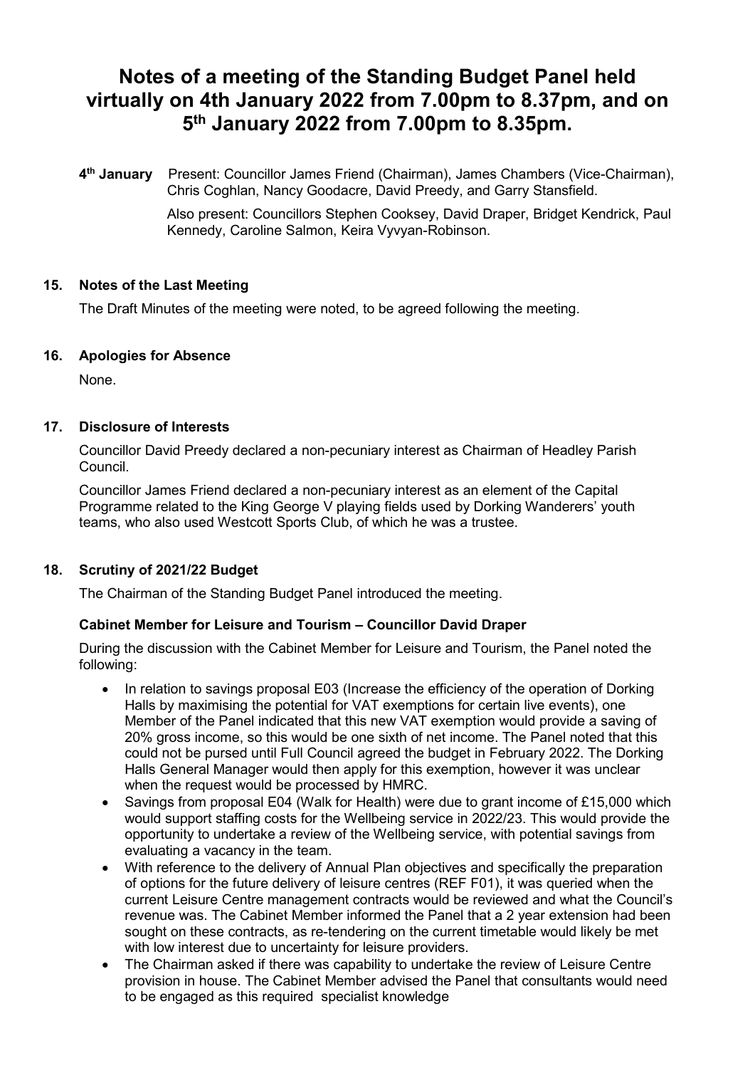# Notes of a meeting of the Standing Budget Panel held virtually on 4th January 2022 from 7.00pm to 8.37pm, and on 5th January 2022 from 7.00pm to 8.35pm.

**4th January** Present: Councillor James Friend (Chairman), James Chambers (Vice-Chairman), Chris Coghlan, Nancy Goodacre, David Preedy, and Garry Stansfield.

Also present: Councillors Stephen Cooksey, David Draper, Bridget Kendrick, Paul Kennedy, Caroline Salmon, Keira Vyvyan-Robinson.

### 15. Notes of the Last Meeting

The Draft Minutes of the meeting were noted, to be agreed following the meeting.

### 16. Apologies for Absence

None.

### 17. Disclosure of Interests

Councillor David Preedy declared a non-pecuniary interest as Chairman of Headley Parish Council.

Councillor James Friend declared a non-pecuniary interest as an element of the Capital Programme related to the King George V playing fields used by Dorking Wanderers' youth teams, who also used Westcott Sports Club, of which he was a trustee.

### 18. Scrutiny of 2021/22 Budget

The Chairman of the Standing Budget Panel introduced the meeting.

**Cabinet Member for Leisure and Tourism – Councillor David Draper**

During the discussion with the Cabinet Member for Leisure and Tourism, the Panel noted the following:

- In relation to savings proposal E03 (Increase the efficiency of the operation of Dorking Halls by maximising the potential for VAT exemptions for certain live events), one Member of the Panel indicated that this new VAT exemption would provide a saving of 20% gross income, so this would be one sixth of net income. The Panel noted that this could not be pursed until Full Council agreed the budget in February 2022. The Dorking Halls General Manager would then apply for this exemption, however it was unclear when the request would be processed by HMRC.
- Savings from proposal E04 (Walk for Health) were due to grant income of £15,000 which would support staffing costs for the Wellbeing service in 2022/23. This would provide the opportunity to undertake a review of the Wellbeing service, with potential savings from evaluating a vacancy in the team.
- With reference to the delivery of Annual Plan objectives and specifically the preparation of options for the future delivery of leisure centres (REF F01), it was queried when the current Leisure Centre management contracts would be reviewed and what the Council's revenue was. The Cabinet Member informed the Panel that a 2 year extension had been sought on these contracts, as re-tendering on the current timetable would likely be met with low interest due to uncertainty for leisure providers.
- The Chairman asked if there was capability to undertake the review of Leisure Centre provision in house. The Cabinet Member advised the Panel that consultants would need to be engaged as this required specialist knowledge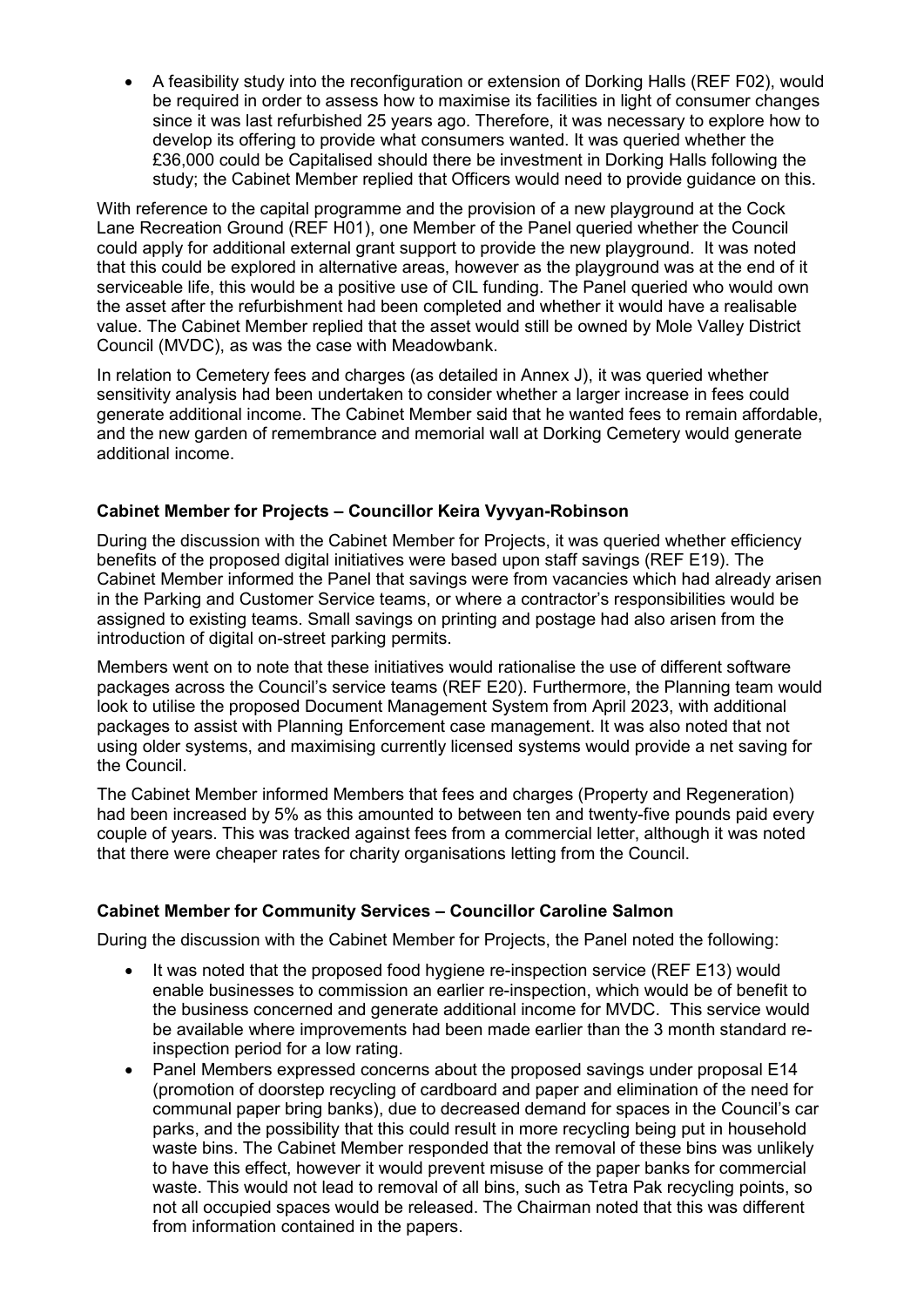- A feasibility study into the reconfiguration or extension of Dorking Halls (REF F02), would be required in order to assess how to maximise its facilities in light of consumer changes since it was last refurbished 25 years ago. Therefore, it was necessary to explore how to develop its offering to provide what consumers wanted. It was queried whether the £36,000 could be Capitalised should there be investment in Dorking Halls following the study; the Cabinet Member replied that Officers would need to provide guidance on this.

With reference to the capital programme and the provision of a new playground at the Cock Lane Recreation Ground (REF H01), one Member of the Panel queried whether the Council could apply for additional external grant support to provide the new playground. It was noted that this could be explored in alternative areas, however as the playground was at the end of it serviceable life, this would be a positive use of CIL funding. The Panel queried who would own the asset after the refurbishment had been completed and whether it would have a realisable value. The Cabinet Member replied that the asset would still be owned by Mole Valley District Council (MVDC), as was the case with Meadowbank.

In relation to Cemetery fees and charges (as detailed in Annex J), it was queried whether sensitivity analysis had been undertaken to consider whether a larger increase in fees could generate additional income. The Cabinet Member said that he wanted fees to remain affordable, and the new garden of remembrance and memorial wall at Dorking Cemetery would generate additional income.

### Cabinet Member for Projects – Councillor Keira Vyvyan-Robinson

During the discussion with the Cabinet Member for Projects, it was queried whether efficiency benefits of the proposed digital initiatives were based upon staff savings (REF E19). The Cabinet Member informed the Panel that savings were from vacancies which had already arisen in the Parking and Customer Service teams, or where a contractor's responsibilities would be assigned to existing teams. Small savings on printing and postage had also arisen from the introduction of digital on-street parking permits.

Members went on to note that these initiatives would rationalise the use of different software packages across the Council's service teams (REF E20). Furthermore, the Planning team would look to utilise the proposed Document Management System from April 2023, with additional packages to assist with Planning Enforcement case management. It was also noted that not using older systems, and maximising currently licensed systems would provide a net saving for the Council.

The Cabinet Member informed Members that fees and charges (Property and Regeneration) had been increased by 5% as this amounted to between ten and twenty-five pounds paid every couple of years. This was tracked against fees from a commercial letter, although it was noted that there were cheaper rates for charity organisations letting from the Council.

### Cabinet Member for Community Services – Councillor Caroline Salmon

During the discussion with the Cabinet Member for Projects, the Panel noted the following:

- It was noted that the proposed food hygiene re-inspection service (REF E13) would enable businesses to commission an earlier re-inspection, which would be of benefit to the business concerned and generate additional income for MVDC. This service would be available where improvements had been made earlier than the 3 month standard re-inspection period for a low rating.
- Panel Members expressed concerns about the proposed savings under proposal E14 (promotion of doorstep recycling of cardboard and paper and elimination of the need for communal paper bring banks), due to decreased demand for spaces in the Council's car parks, and the possibility that this could result in more recycling being put in household waste bins. The Cabinet Member responded that the removal of these bins was unlikely to have this effect, however it would prevent misuse of the paper banks for commercial waste. This would not lead to removal of all bins, such as Tetra Pak recycling points, so not all occupied spaces would be released. The Chairman noted that this was different from information contained in the papers.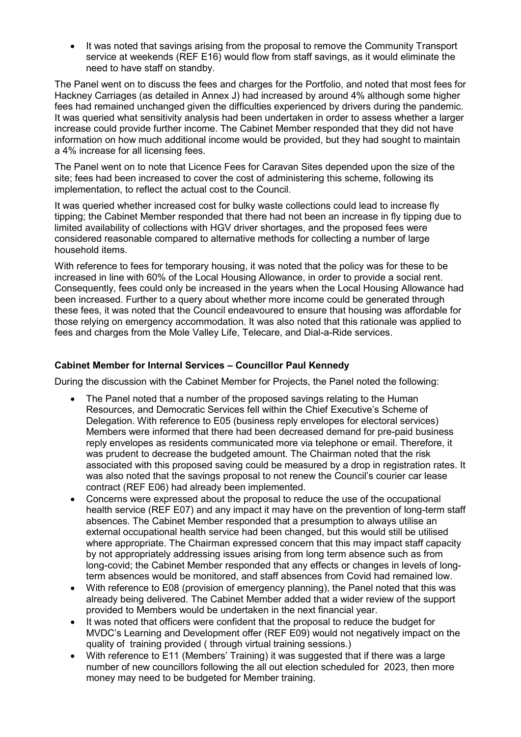- It was noted that savings arising from the proposal to remove the Community Transport service at weekends (REF E16) would flow from staff savings, as it would eliminate the need to have staff on standby.

The Panel went on to discuss the fees and charges for the Portfolio, and noted that most fees for Hackney Carriages (as detailed in Annex J) had increased by around 4% although some higher fees had remained unchanged given the difficulties experienced by drivers during the pandemic. It was queried what sensitivity analysis had been undertaken in order to assess whether a larger increase could provide further income. The Cabinet Member responded that they did not have information on how much additional income would be provided, but they had sought to maintain a 4% increase for all licensing fees.

The Panel went on to note that Licence Fees for Caravan Sites depended upon the size of the site; fees had been increased to cover the cost of administering this scheme, following its implementation, to reflect the actual cost to the Council.

It was queried whether increased cost for bulky waste collections could lead to increase fly tipping; the Cabinet Member responded that there had not been an increase in fly tipping due to limited availability of collections with HGV driver shortages, and the proposed fees were considered reasonable compared to alternative methods for collecting a number of large household items.

With reference to fees for temporary housing, it was noted that the policy was for these to be increased in line with 60% of the Local Housing Allowance, in order to provide a social rent. Consequently, fees could only be increased in the years when the Local Housing Allowance had been increased. Further to a query about whether more income could be generated through these fees, it was noted that the Council endeavoured to ensure that housing was affordable for those relying on emergency accommodation. It was also noted that this rationale was applied to fees and charges from the Mole Valley Life, Telecare, and Dial-a-Ride services.

**Cabinet Member for Internal Services – Councillor Paul Kennedy**

During the discussion with the Cabinet Member for Projects, the Panel noted the following:

- The Panel noted that a number of the proposed savings relating to the Human Resources, and Democratic Services fell within the Chief Executive's Scheme of Delegation. With reference to E05 (business reply envelopes for electoral services) Members were informed that there had been decreased demand for pre-paid business reply envelopes as residents communicated more via telephone or email. Therefore, it was prudent to decrease the budgeted amount. The Chairman noted that the risk associated with this proposed saving could be measured by a drop in registration rates. It was also noted that the savings proposal to not renew the Council's courier car lease contract (REF E06) had already been implemented.
- Concerns were expressed about the proposal to reduce the use of the occupational health service (REF E07) and any impact it may have on the prevention of long-term staff absences. The Cabinet Member responded that a presumption to always utilise an external occupational health service had been changed, but this would still be utilised where appropriate. The Chairman expressed concern that this may impact staff capacity by not appropriately addressing issues arising from long term absence such as from long-covid; the Cabinet Member responded that any effects or changes in levels of long-term absences would be monitored, and staff absences from Covid had remained low.
- With reference to E08 (provision of emergency planning), the Panel noted that this was already being delivered. The Cabinet Member added that a wider review of the support provided to Members would be undertaken in the next financial year.
- It was noted that officers were confident that the proposal to reduce the budget for MVDC's Learning and Development offer (REF E09) would not negatively impact on the quality of training provided ( through virtual training sessions.)
- With reference to E11 (Members' Training) it was suggested that if there was a large number of new councillors following the all out election scheduled for 2023, then more money may need to be budgeted for Member training.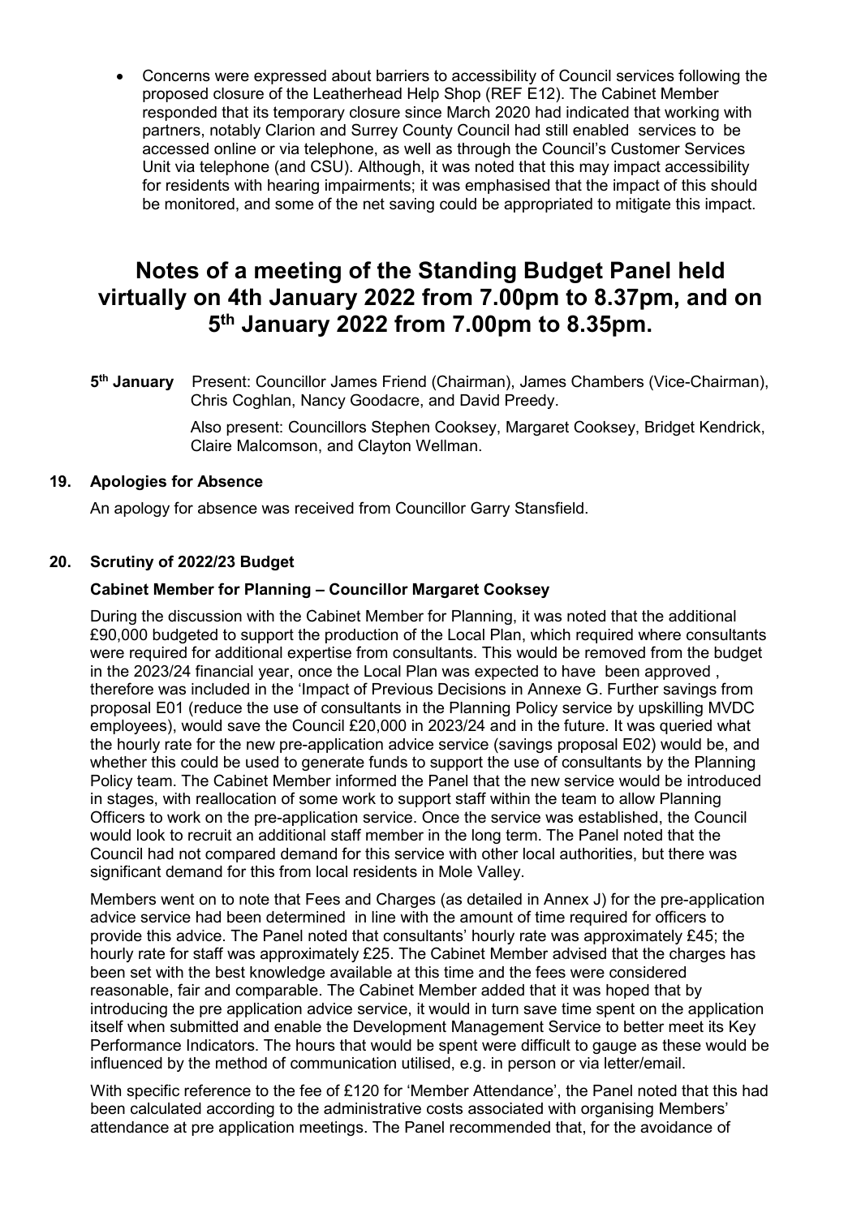- Concerns were expressed about barriers to accessibility of Council services following the proposed closure of the Leatherhead Help Shop (REF E12). The Cabinet Member responded that its temporary closure since March 2020 had indicated that working with partners, notably Clarion and Surrey County Council had still enabled services to be accessed online or via telephone, as well as through the Council's Customer Services Unit via telephone (and CSU). Although, it was noted that this may impact accessibility for residents with hearing impairments; it was emphasised that the impact of this should be monitored, and some of the net saving could be appropriated to mitigate this impact.

# Notes of a meeting of the Standing Budget Panel held virtually on 4th January 2022 from 7.00pm to 8.37pm, and on 5th January 2022 from 7.00pm to 8.35pm.

**5th January** Present: Councillor James Friend (Chairman), James Chambers (Vice-Chairman), Chris Coghlan, Nancy Goodacre, and David Preedy.

Also present: Councillors Stephen Cooksey, Margaret Cooksey, Bridget Kendrick, Claire Malcomson, and Clayton Wellman.

### 19. Apologies for Absence

An apology for absence was received from Councillor Garry Stansfield.

### 20. Scrutiny of 2022/23 Budget

**Cabinet Member for Planning – Councillor Margaret Cooksey**

During the discussion with the Cabinet Member for Planning, it was noted that the additional £90,000 budgeted to support the production of the Local Plan, which required where consultants were required for additional expertise from consultants. This would be removed from the budget in the 2023/24 financial year, once the Local Plan was expected to have been approved , therefore was included in the 'Impact of Previous Decisions in Annexe G. Further savings from proposal E01 (reduce the use of consultants in the Planning Policy service by upskilling MVDC employees), would save the Council £20,000 in 2023/24 and in the future. It was queried what the hourly rate for the new pre-application advice service (savings proposal E02) would be, and whether this could be used to generate funds to support the use of consultants by the Planning Policy team. The Cabinet Member informed the Panel that the new service would be introduced in stages, with reallocation of some work to support staff within the team to allow Planning Officers to work on the pre-application service. Once the service was established, the Council would look to recruit an additional staff member in the long term. The Panel noted that the Council had not compared demand for this service with other local authorities, but there was significant demand for this from local residents in Mole Valley.

Members went on to note that Fees and Charges (as detailed in Annex J) for the pre-application advice service had been determined in line with the amount of time required for officers to provide this advice. The Panel noted that consultants' hourly rate was approximately £45; the hourly rate for staff was approximately £25. The Cabinet Member advised that the charges has been set with the best knowledge available at this time and the fees were considered reasonable, fair and comparable. The Cabinet Member added that it was hoped that by introducing the pre application advice service, it would in turn save time spent on the application itself when submitted and enable the Development Management Service to better meet its Key Performance Indicators. The hours that would be spent were difficult to gauge as these would be influenced by the method of communication utilised, e.g. in person or via letter/email.

With specific reference to the fee of £120 for 'Member Attendance', the Panel noted that this had been calculated according to the administrative costs associated with organising Members' attendance at pre application meetings. The Panel recommended that, for the avoidance of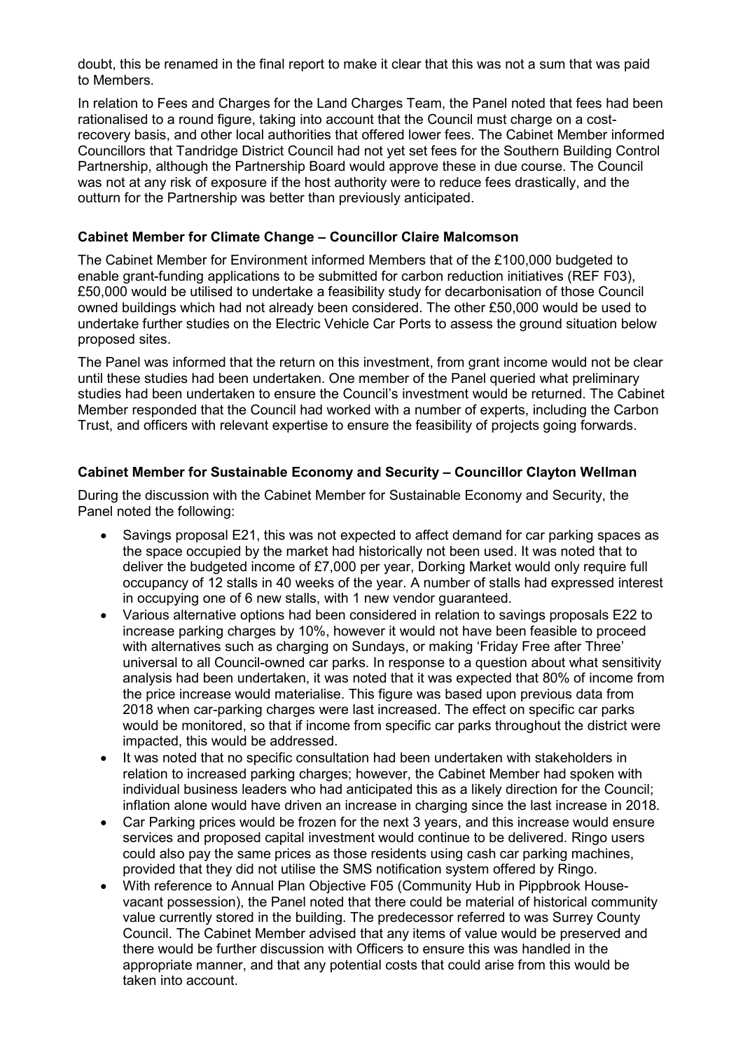doubt, this be renamed in the final report to make it clear that this was not a sum that was paid to Members.

In relation to Fees and Charges for the Land Charges Team, the Panel noted that fees had been rationalised to a round figure, taking into account that the Council must charge on a cost-recovery basis, and other local authorities that offered lower fees. The Cabinet Member informed Councillors that Tandridge District Council had not yet set fees for the Southern Building Control Partnership, although the Partnership Board would approve these in due course. The Council was not at any risk of exposure if the host authority were to reduce fees drastically, and the outturn for the Partnership was better than previously anticipated.

**Cabinet Member for Climate Change – Councillor Claire Malcomson**

The Cabinet Member for Environment informed Members that of the £100,000 budgeted to enable grant-funding applications to be submitted for carbon reduction initiatives (REF F03), £50,000 would be utilised to undertake a feasibility study for decarbonisation of those Council owned buildings which had not already been considered. The other £50,000 would be used to undertake further studies on the Electric Vehicle Car Ports to assess the ground situation below proposed sites.

The Panel was informed that the return on this investment, from grant income would not be clear until these studies had been undertaken. One member of the Panel queried what preliminary studies had been undertaken to ensure the Council's investment would be returned. The Cabinet Member responded that the Council had worked with a number of experts, including the Carbon Trust, and officers with relevant expertise to ensure the feasibility of projects going forwards.

**Cabinet Member for Sustainable Economy and Security – Councillor Clayton Wellman**

During the discussion with the Cabinet Member for Sustainable Economy and Security, the Panel noted the following:

- Savings proposal E21, this was not expected to affect demand for car parking spaces as the space occupied by the market had historically not been used. It was noted that to deliver the budgeted income of £7,000 per year, Dorking Market would only require full occupancy of 12 stalls in 40 weeks of the year. A number of stalls had expressed interest in occupying one of 6 new stalls, with 1 new vendor guaranteed.
- Various alternative options had been considered in relation to savings proposals E22 to increase parking charges by 10%, however it would not have been feasible to proceed with alternatives such as charging on Sundays, or making 'Friday Free after Three' universal to all Council-owned car parks. In response to a question about what sensitivity analysis had been undertaken, it was noted that it was expected that 80% of income from the price increase would materialise. This figure was based upon previous data from 2018 when car-parking charges were last increased. The effect on specific car parks would be monitored, so that if income from specific car parks throughout the district were impacted, this would be addressed.
- It was noted that no specific consultation had been undertaken with stakeholders in relation to increased parking charges; however, the Cabinet Member had spoken with individual business leaders who had anticipated this as a likely direction for the Council; inflation alone would have driven an increase in charging since the last increase in 2018.
- Car Parking prices would be frozen for the next 3 years, and this increase would ensure services and proposed capital investment would continue to be delivered. Ringo users could also pay the same prices as those residents using cash car parking machines, provided that they did not utilise the SMS notification system offered by Ringo.
- With reference to Annual Plan Objective F05 (Community Hub in Pippbrook House-vacant possession), the Panel noted that there could be material of historical community value currently stored in the building. The predecessor referred to was Surrey County Council. The Cabinet Member advised that any items of value would be preserved and there would be further discussion with Officers to ensure this was handled in the appropriate manner, and that any potential costs that could arise from this would be taken into account.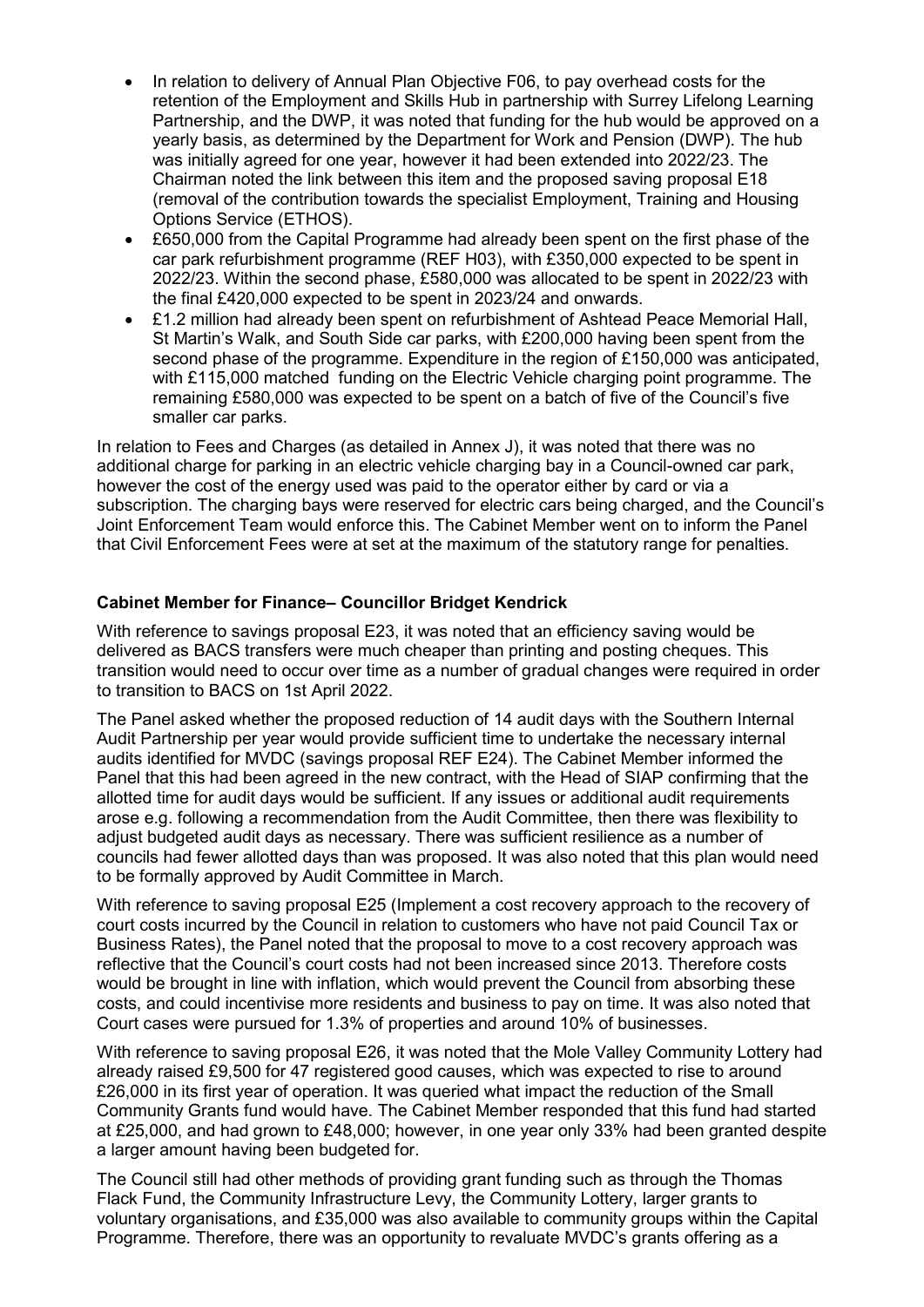- In relation to delivery of Annual Plan Objective F06, to pay overhead costs for the retention of the Employment and Skills Hub in partnership with Surrey Lifelong Learning Partnership, and the DWP, it was noted that funding for the hub would be approved on a yearly basis, as determined by the Department for Work and Pension (DWP). The hub was initially agreed for one year, however it had been extended into 2022/23. The Chairman noted the link between this item and the proposed saving proposal E18 (removal of the contribution towards the specialist Employment, Training and Housing Options Service (ETHOS).
- £650,000 from the Capital Programme had already been spent on the first phase of the car park refurbishment programme (REF H03), with £350,000 expected to be spent in 2022/23. Within the second phase, £580,000 was allocated to be spent in 2022/23 with the final £420,000 expected to be spent in 2023/24 and onwards.
- £1.2 million had already been spent on refurbishment of Ashtead Peace Memorial Hall, St Martin's Walk, and South Side car parks, with £200,000 having been spent from the second phase of the programme. Expenditure in the region of £150,000 was anticipated, with £115,000 matched funding on the Electric Vehicle charging point programme. The remaining £580,000 was expected to be spent on a batch of five of the Council's five smaller car parks.

In relation to Fees and Charges (as detailed in Annex J), it was noted that there was no additional charge for parking in an electric vehicle charging bay in a Council-owned car park, however the cost of the energy used was paid to the operator either by card or via a subscription. The charging bays were reserved for electric cars being charged, and the Council's Joint Enforcement Team would enforce this. The Cabinet Member went on to inform the Panel that Civil Enforcement Fees were at set at the maximum of the statutory range for penalties.

**Cabinet Member for Finance– Councillor Bridget Kendrick**

With reference to savings proposal E23, it was noted that an efficiency saving would be delivered as BACS transfers were much cheaper than printing and posting cheques. This transition would need to occur over time as a number of gradual changes were required in order to transition to BACS on 1st April 2022.

The Panel asked whether the proposed reduction of 14 audit days with the Southern Internal Audit Partnership per year would provide sufficient time to undertake the necessary internal audits identified for MVDC (savings proposal REF E24). The Cabinet Member informed the Panel that this had been agreed in the new contract, with the Head of SIAP confirming that the allotted time for audit days would be sufficient. If any issues or additional audit requirements arose e.g. following a recommendation from the Audit Committee, then there was flexibility to adjust budgeted audit days as necessary. There was sufficient resilience as a number of councils had fewer allotted days than was proposed. It was also noted that this plan would need to be formally approved by Audit Committee in March.

With reference to saving proposal E25 (Implement a cost recovery approach to the recovery of court costs incurred by the Council in relation to customers who have not paid Council Tax or Business Rates), the Panel noted that the proposal to move to a cost recovery approach was reflective that the Council's court costs had not been increased since 2013. Therefore costs would be brought in line with inflation, which would prevent the Council from absorbing these costs, and could incentivise more residents and business to pay on time. It was also noted that Court cases were pursued for 1.3% of properties and around 10% of businesses.

With reference to saving proposal E26, it was noted that the Mole Valley Community Lottery had already raised £9,500 for 47 registered good causes, which was expected to rise to around £26,000 in its first year of operation. It was queried what impact the reduction of the Small Community Grants fund would have. The Cabinet Member responded that this fund had started at £25,000, and had grown to £48,000; however, in one year only 33% had been granted despite a larger amount having been budgeted for.

The Council still had other methods of providing grant funding such as through the Thomas Flack Fund, the Community Infrastructure Levy, the Community Lottery, larger grants to voluntary organisations, and £35,000 was also available to community groups within the Capital Programme. Therefore, there was an opportunity to revaluate MVDC's grants offering as a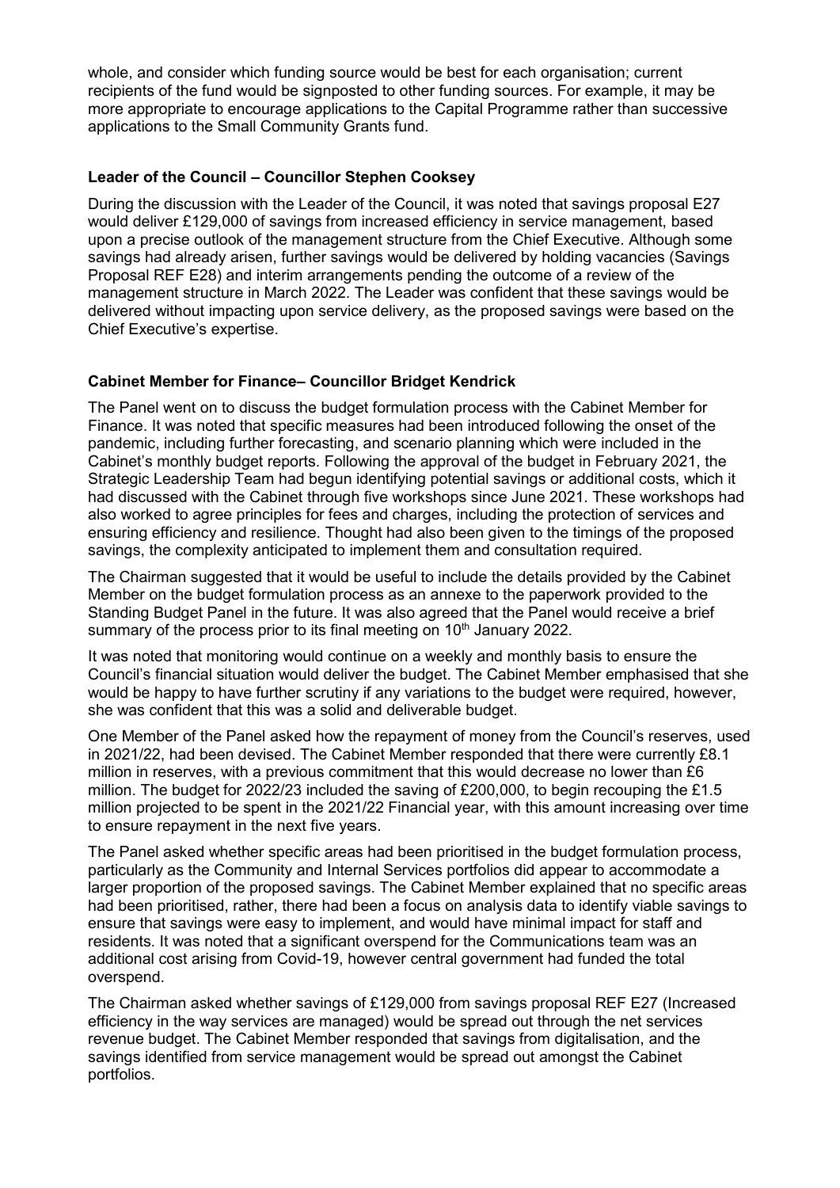whole, and consider which funding source would be best for each organisation; current recipients of the fund would be signposted to other funding sources. For example, it may be more appropriate to encourage applications to the Capital Programme rather than successive applications to the Small Community Grants fund.

**Leader of the Council – Councillor Stephen Cooksey**

During the discussion with the Leader of the Council, it was noted that savings proposal E27 would deliver £129,000 of savings from increased efficiency in service management, based upon a precise outlook of the management structure from the Chief Executive. Although some savings had already arisen, further savings would be delivered by holding vacancies (Savings Proposal REF E28) and interim arrangements pending the outcome of a review of the management structure in March 2022. The Leader was confident that these savings would be delivered without impacting upon service delivery, as the proposed savings were based on the Chief Executive's expertise.

**Cabinet Member for Finance– Councillor Bridget Kendrick**

The Panel went on to discuss the budget formulation process with the Cabinet Member for Finance. It was noted that specific measures had been introduced following the onset of the pandemic, including further forecasting, and scenario planning which were included in the Cabinet's monthly budget reports. Following the approval of the budget in February 2021, the Strategic Leadership Team had begun identifying potential savings or additional costs, which it had discussed with the Cabinet through five workshops since June 2021. These workshops had also worked to agree principles for fees and charges, including the protection of services and ensuring efficiency and resilience. Thought had also been given to the timings of the proposed savings, the complexity anticipated to implement them and consultation required.

The Chairman suggested that it would be useful to include the details provided by the Cabinet Member on the budget formulation process as an annexe to the paperwork provided to the Standing Budget Panel in the future. It was also agreed that the Panel would receive a brief summary of the process prior to its final meeting on 10th January 2022.

It was noted that monitoring would continue on a weekly and monthly basis to ensure the Council's financial situation would deliver the budget. The Cabinet Member emphasised that she would be happy to have further scrutiny if any variations to the budget were required, however, she was confident that this was a solid and deliverable budget.

One Member of the Panel asked how the repayment of money from the Council's reserves, used in 2021/22, had been devised. The Cabinet Member responded that there were currently £8.1 million in reserves, with a previous commitment that this would decrease no lower than £6 million. The budget for 2022/23 included the saving of £200,000, to begin recouping the £1.5 million projected to be spent in the 2021/22 Financial year, with this amount increasing over time to ensure repayment in the next five years.

The Panel asked whether specific areas had been prioritised in the budget formulation process, particularly as the Community and Internal Services portfolios did appear to accommodate a larger proportion of the proposed savings. The Cabinet Member explained that no specific areas had been prioritised, rather, there had been a focus on analysis data to identify viable savings to ensure that savings were easy to implement, and would have minimal impact for staff and residents. It was noted that a significant overspend for the Communications team was an additional cost arising from Covid-19, however central government had funded the total overspend.

The Chairman asked whether savings of £129,000 from savings proposal REF E27 (Increased efficiency in the way services are managed) would be spread out through the net services revenue budget. The Cabinet Member responded that savings from digitalisation, and the savings identified from service management would be spread out amongst the Cabinet portfolios.